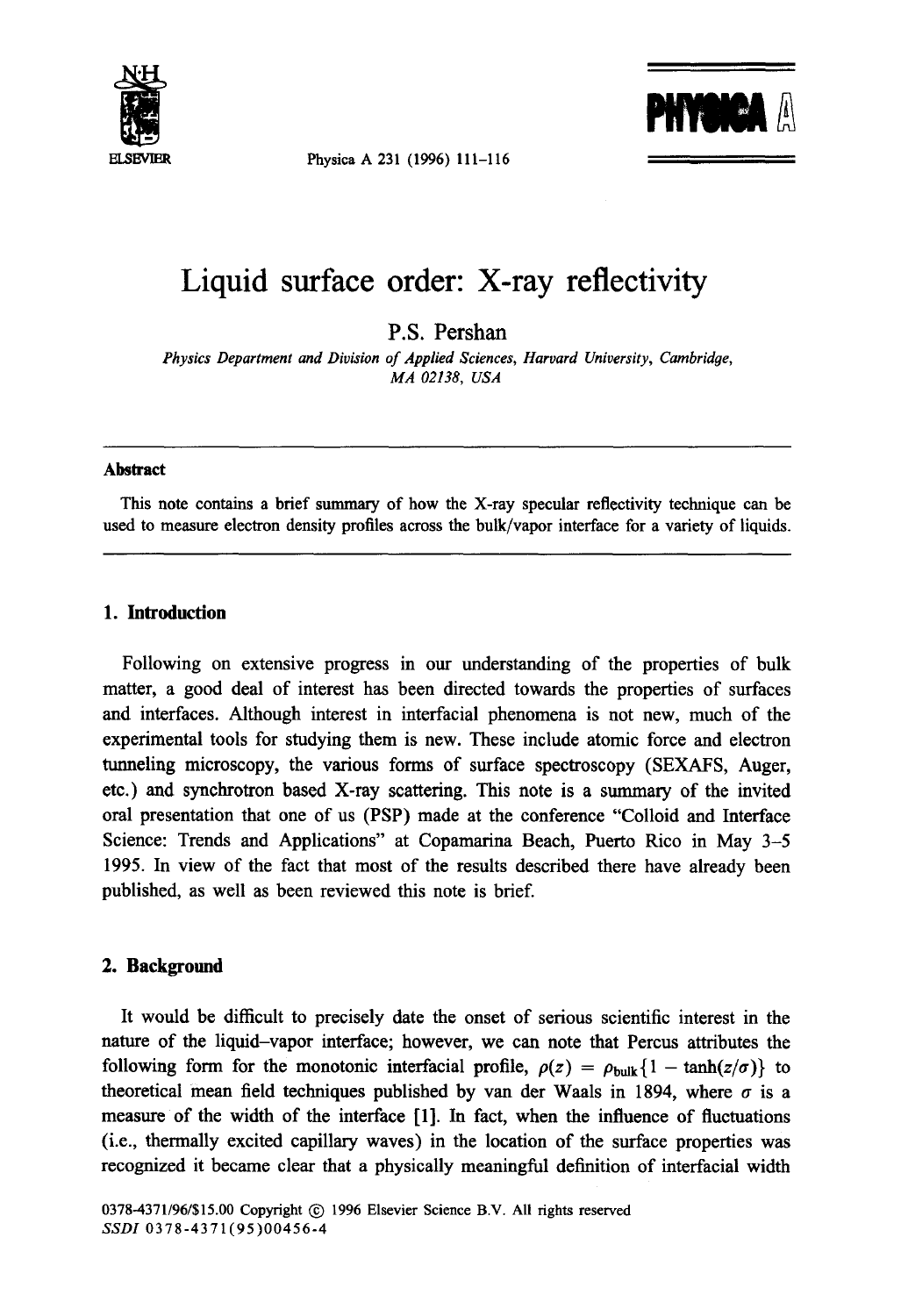# Liquid surface order: X-ray reflectivity

P.S. Pershan

*Physics Department and Division of Applied Sciences, Harvard University, Cambridge, MA 02138, USA*

---

**Abstract**

This note contains a brief summary of how the X-ray specular reflectivity technique can be used to measure electron density profiles across the bulk/vapor interface for a variety of liquids.

---

## 1. Introduction

Following on extensive progress in our understanding of the properties of bulk matter, a good deal of interest has been directed towards the properties of surfaces and interfaces. Although interest in interfacial phenomena is not new, much of the experimental tools for studying them is new. These include atomic force and electron tunneling microscopy, the various forms of surface spectroscopy (SEXAFS, Auger, etc.) and synchrotron based X-ray scattering. This note is a summary of the invited oral presentation that one of us (PSP) made at the conference "Colloid and Interface Science: Trends and Applications" at Copamarina Beach, Puerto Rico in May 3–5 1995. In view of the fact that most of the results described there have already been published, as well as been reviewed this note is brief.

## 2. Background

It would be difficult to precisely date the onset of serious scientific interest in the nature of the liquid–vapor interface; however, we can note that Percus attributes the following form for the monotonic interfacial profile, $\rho(z) = \rho_{\text{bulk}}\{1 - \tanh(z/\sigma)\}$ to theoretical mean field techniques published by van der Waals in 1894, where $\sigma$ is a measure of the width of the interface [1]. In fact, when the influence of fluctuations (i.e., thermally excited capillary waves) in the location of the surface properties was recognized it became clear that a physically meaningful definition of interfacial width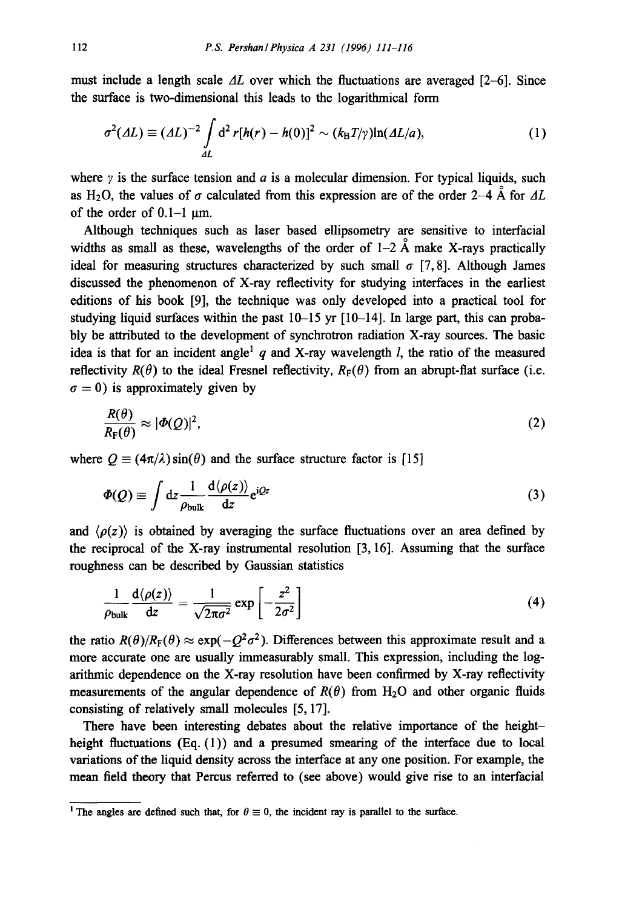must include a length scale $\Delta L$ over which the fluctuations are averaged [2–6]. Since the surface is two-dimensional this leads to the logarithmical form

$$\sigma^2(\Delta L) \equiv (\Delta L)^{-2} \int_{\Delta L} d^2 r[h(r) - h(0)]^2 \sim (k_B T/\gamma)\ln(\Delta L/a), \tag{1}$$

where $\gamma$ is the surface tension and $a$ is a molecular dimension. For typical liquids, such as $H_2O$, the values of $\sigma$ calculated from this expression are of the order 2–4 Å for $\Delta L$ of the order of 0.1–1 μm.

Although techniques such as laser based ellipsometry are sensitive to interfacial widths as small as these, wavelengths of the order of 1–2 Å make X-rays practically ideal for measuring structures characterized by such small $\sigma$ [7, 8]. Although James discussed the phenomenon of X-ray reflectivity for studying interfaces in the earliest editions of his book [9], the technique was only developed into a practical tool for studying liquid surfaces within the past 10–15 yr [10–14]. In large part, this can probably be attributed to the development of synchrotron radiation X-ray sources. The basic idea is that for an incident angle[1] $q$ and X-ray wavelength $l$, the ratio of the measured reflectivity $R(\theta)$ to the ideal Fresnel reflectivity, $R_F(\theta)$ from an abrupt-flat surface (i.e. $\sigma = 0$) is approximately given by

$$\frac{R(\theta)}{R_F(\theta)} \approx |\Phi(Q)|^2, \tag{2}$$

where $Q \equiv (4\pi/\lambda)\sin(\theta)$ and the surface structure factor is [15]

$$\Phi(Q) \equiv \int dz \frac{1}{\rho_{\text{bulk}}} \frac{d\langle\rho(z)\rangle}{dz} e^{iQz} \tag{3}$$

and $\langle\rho(z)\rangle$ is obtained by averaging the surface fluctuations over an area defined by the reciprocal of the X-ray instrumental resolution [3, 16]. Assuming that the surface roughness can be described by Gaussian statistics

$$\frac{1}{\rho_{\text{bulk}}} \frac{d\langle\rho(z)\rangle}{dz} = \frac{1}{\sqrt{2\pi\sigma^2}} \exp\left[-\frac{z^2}{2\sigma^2}\right] \tag{4}$$

the ratio $R(\theta)/R_F(\theta) \approx \exp(-Q^2\sigma^2)$. Differences between this approximate result and a more accurate one are usually immeasurably small. This expression, including the logarithmic dependence on the X-ray resolution have been confirmed by X-ray reflectivity measurements of the angular dependence of $R(\theta)$ from $H_2O$ and other organic fluids consisting of relatively small molecules [5, 17].

There have been interesting debates about the relative importance of the height–height fluctuations (Eq. (1)) and a presumed smearing of the interface due to local variations of the liquid density across the interface at any one position. For example, the mean field theory that Percus referred to (see above) would give rise to an interfacial

[1] The angles are defined such that, for $\theta \equiv 0$, the incident ray is parallel to the surface.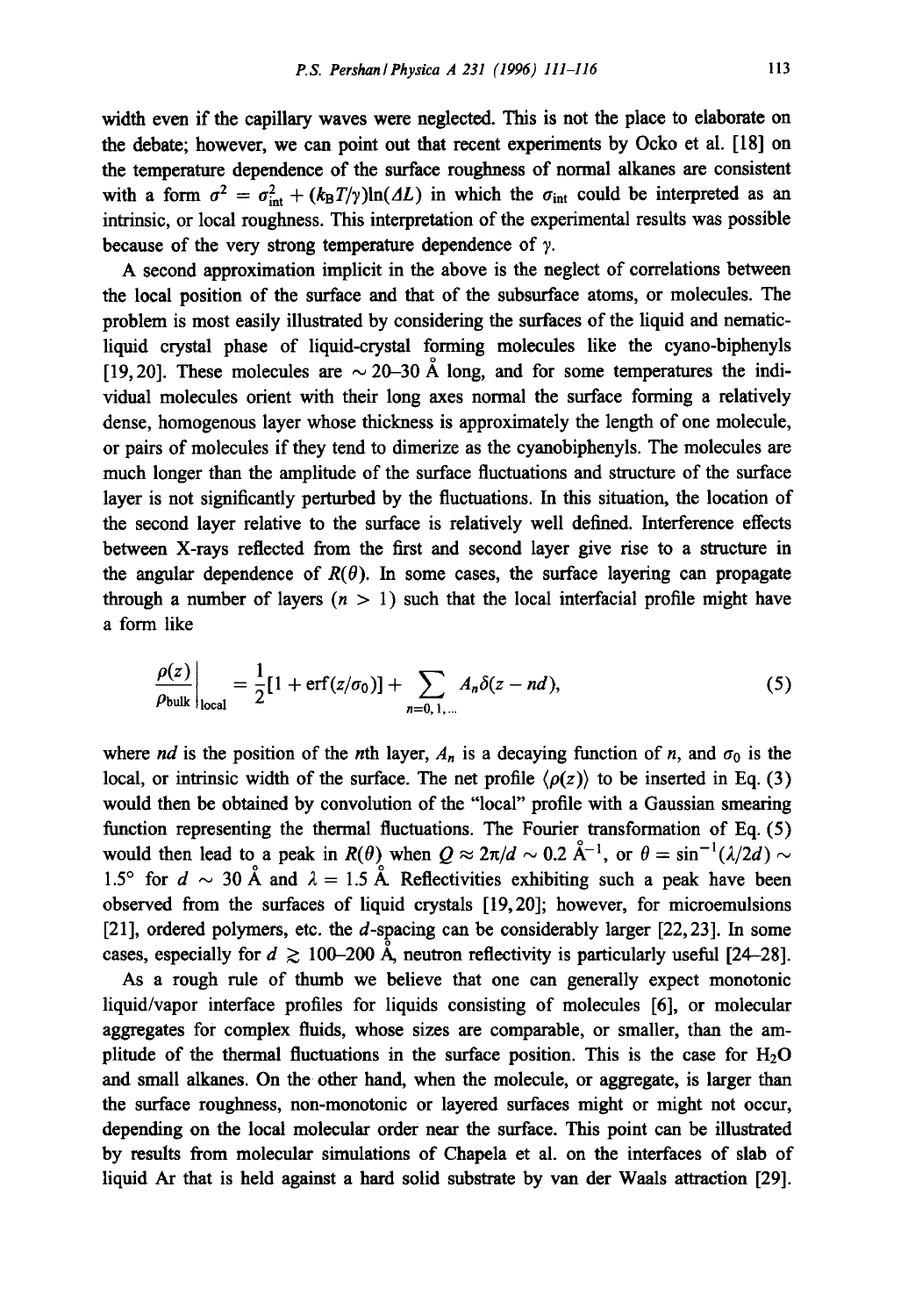width even if the capillary waves were neglected. This is not the place to elaborate on the debate; however, we can point out that recent experiments by Ocko et al. [18] on the temperature dependence of the surface roughness of normal alkanes are consistent with a form $\sigma^2 = \sigma_{\rm int}^2 + (k_B T/\gamma)\ln(\Delta L)$ in which the $\sigma_{\rm int}$ could be interpreted as an intrinsic, or local roughness. This interpretation of the experimental results was possible because of the very strong temperature dependence of $\gamma$.

A second approximation implicit in the above is the neglect of correlations between the local position of the surface and that of the subsurface atoms, or molecules. The problem is most easily illustrated by considering the surfaces of the liquid and nematic-liquid crystal phase of liquid-crystal forming molecules like the cyano-biphenyls [19,20]. These molecules are $\sim$ 20–30 Å long, and for some temperatures the individual molecules orient with their long axes normal the surface forming a relatively dense, homogenous layer whose thickness is approximately the length of one molecule, or pairs of molecules if they tend to dimerize as the cyanobiphenyls. The molecules are much longer than the amplitude of the surface fluctuations and structure of the surface layer is not significantly perturbed by the fluctuations. In this situation, the location of the second layer relative to the surface is relatively well defined. Interference effects between X-rays reflected from the first and second layer give rise to a structure in the angular dependence of $R(\theta)$. In some cases, the surface layering can propagate through a number of layers ($n > 1$) such that the local interfacial profile might have a form like

$$\left.\frac{\rho(z)}{\rho_{\rm bulk}}\right|_{\rm local} = \frac{1}{2}[1 + {\rm erf}(z/\sigma_0)] + \sum_{n=0,1,\ldots} A_n \delta(z - nd), \tag{5}$$

where $nd$ is the position of the $n$th layer, $A_n$ is a decaying function of $n$, and $\sigma_0$ is the local, or intrinsic width of the surface. The net profile $\langle \rho(z) \rangle$ to be inserted in Eq. (3) would then be obtained by convolution of the "local" profile with a Gaussian smearing function representing the thermal fluctuations. The Fourier transformation of Eq. (5) would then lead to a peak in $R(\theta)$ when $Q \approx 2\pi/d \sim 0.2$ Å$^{-1}$, or $\theta = \sin^{-1}(\lambda/2d) \sim 1.5°$ for $d \sim 30$ Å and $\lambda = 1.5$ Å. Reflectivities exhibiting such a peak have been observed from the surfaces of liquid crystals [19,20]; however, for microemulsions [21], ordered polymers, etc. the $d$-spacing can be considerably larger [22,23]. In some cases, especially for $d \gtrsim 100$–$200$ Å, neutron reflectivity is particularly useful [24–28].

As a rough rule of thumb we believe that one can generally expect monotonic liquid/vapor interface profiles for liquids consisting of molecules [6], or molecular aggregates for complex fluids, whose sizes are comparable, or smaller, than the amplitude of the thermal fluctuations in the surface position. This is the case for $H_2O$ and small alkanes. On the other hand, when the molecule, or aggregate, is larger than the surface roughness, non-monotonic or layered surfaces might or might not occur, depending on the local molecular order near the surface. This point can be illustrated by results from molecular simulations of Chapela et al. on the interfaces of slab of liquid Ar that is held against a hard solid substrate by van der Waals attraction [29].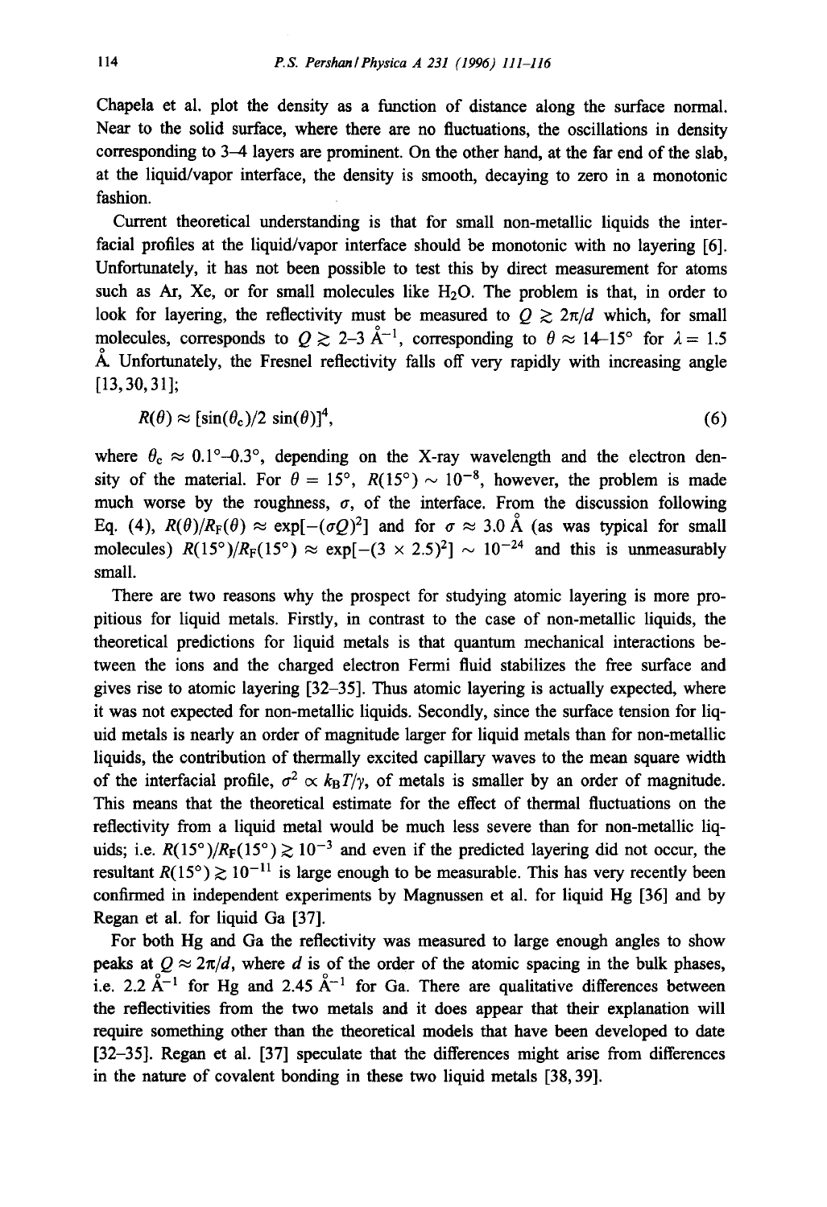Chapela et al. plot the density as a function of distance along the surface normal. Near to the solid surface, where there are no fluctuations, the oscillations in density corresponding to 3–4 layers are prominent. On the other hand, at the far end of the slab, at the liquid/vapor interface, the density is smooth, decaying to zero in a monotonic fashion.

Current theoretical understanding is that for small non-metallic liquids the interfacial profiles at the liquid/vapor interface should be monotonic with no layering [6]. Unfortunately, it has not been possible to test this by direct measurement for atoms such as Ar, Xe, or for small molecules like $H_2O$. The problem is that, in order to look for layering, the reflectivity must be measured to $Q \gtrsim 2\pi/d$ which, for small molecules, corresponds to $Q \gtrsim$ 2–3 Å$^{-1}$, corresponding to $\theta \approx$ 14–15° for $\lambda = 1.5$ Å. Unfortunately, the Fresnel reflectivity falls off very rapidly with increasing angle [13,30,31];

$$R(\theta) \approx [\sin(\theta_c)/2\,\sin(\theta)]^4, \tag{6}$$

where $\theta_c \approx$ 0.1°–0.3°, depending on the X-ray wavelength and the electron density of the material. For $\theta = 15°$, $R(15°) \sim 10^{-8}$, however, the problem is made much worse by the roughness, $\sigma$, of the interface. From the discussion following Eq. (4), $R(\theta)/R_F(\theta) \approx \exp[-(\sigma Q)^2]$ and for $\sigma \approx 3.0$ Å (as was typical for small molecules) $R(15°)/R_F(15°) \approx \exp[-(3 \times 2.5)^2] \sim 10^{-24}$ and this is unmeasurably small.

There are two reasons why the prospect for studying atomic layering is more propitious for liquid metals. Firstly, in contrast to the case of non-metallic liquids, the theoretical predictions for liquid metals is that quantum mechanical interactions between the ions and the charged electron Fermi fluid stabilizes the free surface and gives rise to atomic layering [32–35]. Thus atomic layering is actually expected, where it was not expected for non-metallic liquids. Secondly, since the surface tension for liquid metals is nearly an order of magnitude larger for liquid metals than for non-metallic liquids, the contribution of thermally excited capillary waves to the mean square width of the interfacial profile, $\sigma^2 \propto k_BT/\gamma$, of metals is smaller by an order of magnitude. This means that the theoretical estimate for the effect of thermal fluctuations on the reflectivity from a liquid metal would be much less severe than for non-metallic liquids; i.e. $R(15°)/R_F(15°) \gtrsim 10^{-3}$ and even if the predicted layering did not occur, the resultant $R(15°) \gtrsim 10^{-11}$ is large enough to be measurable. This has very recently been confirmed in independent experiments by Magnussen et al. for liquid Hg [36] and by Regan et al. for liquid Ga [37].

For both Hg and Ga the reflectivity was measured to large enough angles to show peaks at $Q \approx 2\pi/d$, where $d$ is of the order of the atomic spacing in the bulk phases, i.e. 2.2 Å$^{-1}$ for Hg and 2.45 Å$^{-1}$ for Ga. There are qualitative differences between the reflectivities from the two metals and it does appear that their explanation will require something other than the theoretical models that have been developed to date [32–35]. Regan et al. [37] speculate that the differences might arise from differences in the nature of covalent bonding in these two liquid metals [38,39].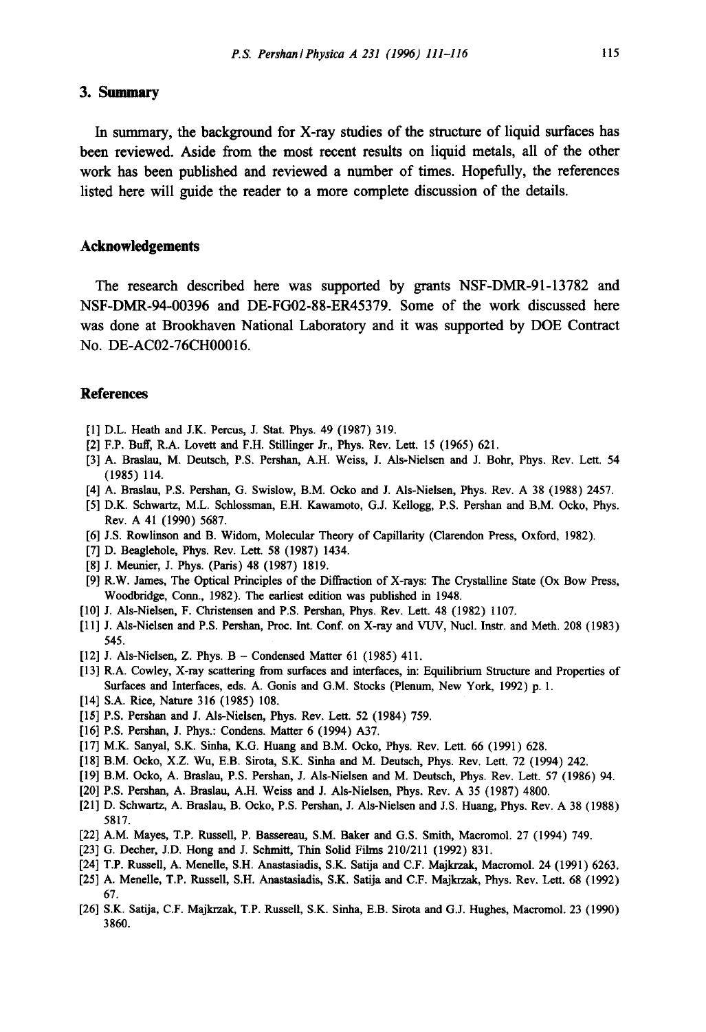## 3. Summary

In summary, the background for X-ray studies of the structure of liquid surfaces has been reviewed. Aside from the most recent results on liquid metals, all of the other work has been published and reviewed a number of times. Hopefully, the references listed here will guide the reader to a more complete discussion of the details.

## Acknowledgements

The research described here was supported by grants NSF-DMR-91-13782 and NSF-DMR-94-00396 and DE-FG02-88-ER45379. Some of the work discussed here was done at Brookhaven National Laboratory and it was supported by DOE Contract No. DE-AC02-76CH00016.

## References

[1] D.L. Heath and J.K. Percus, J. Stat. Phys. 49 (1987) 319.

[2] F.P. Buff, R.A. Lovett and F.H. Stillinger Jr., Phys. Rev. Lett. 15 (1965) 621.

[3] A. Braslau, M. Deutsch, P.S. Pershan, A.H. Weiss, J. Als-Nielsen and J. Bohr, Phys. Rev. Lett. 54 (1985) 114.

[4] A. Braslau, P.S. Pershan, G. Swislow, B.M. Ocko and J. Als-Nielsen, Phys. Rev. A 38 (1988) 2457.

[5] D.K. Schwartz, M.L. Schlossman, E.H. Kawamoto, G.J. Kellogg, P.S. Pershan and B.M. Ocko, Phys. Rev. A 41 (1990) 5687.

[6] J.S. Rowlinson and B. Widom, Molecular Theory of Capillarity (Clarendon Press, Oxford, 1982).

[7] D. Beaglehole, Phys. Rev. Lett. 58 (1987) 1434.

[8] J. Meunier, J. Phys. (Paris) 48 (1987) 1819.

[9] R.W. James, The Optical Principles of the Diffraction of X-rays: The Crystalline State (Ox Bow Press, Woodbridge, Conn., 1982). The earliest edition was published in 1948.

[10] J. Als-Nielsen, F. Christensen and P.S. Pershan, Phys. Rev. Lett. 48 (1982) 1107.

[11] J. Als-Nielsen and P.S. Pershan, Proc. Int. Conf. on X-ray and VUV, Nucl. Instr. and Meth. 208 (1983) 545.

[12] J. Als-Nielsen, Z. Phys. B – Condensed Matter 61 (1985) 411.

[13] R.A. Cowley, X-ray scattering from surfaces and interfaces, in: Equilibrium Structure and Properties of Surfaces and Interfaces, eds. A. Gonis and G.M. Stocks (Plenum, New York, 1992) p. 1.

[14] S.A. Rice, Nature 316 (1985) 108.

[15] P.S. Pershan and J. Als-Nielsen, Phys. Rev. Lett. 52 (1984) 759.

[16] P.S. Pershan, J. Phys.: Condens. Matter 6 (1994) A37.

[17] M.K. Sanyal, S.K. Sinha, K.G. Huang and B.M. Ocko, Phys. Rev. Lett. 66 (1991) 628.

[18] B.M. Ocko, X.Z. Wu, E.B. Sirota, S.K. Sinha and M. Deutsch, Phys. Rev. Lett. 72 (1994) 242.

[19] B.M. Ocko, A. Braslau, P.S. Pershan, J. Als-Nielsen and M. Deutsch, Phys. Rev. Lett. 57 (1986) 94.

[20] P.S. Pershan, A. Braslau, A.H. Weiss and J. Als-Nielsen, Phys. Rev. A 35 (1987) 4800.

[21] D. Schwartz, A. Braslau, B. Ocko, P.S. Pershan, J. Als-Nielsen and J.S. Huang, Phys. Rev. A 38 (1988) 5817.

[22] A.M. Mayes, T.P. Russell, P. Bassereau, S.M. Baker and G.S. Smith, Macromol. 27 (1994) 749.

[23] G. Decher, J.D. Hong and J. Schmitt, Thin Solid Films 210/211 (1992) 831.

[24] T.P. Russell, A. Menelle, S.H. Anastasiadis, S.K. Satija and C.F. Majkrzak, Macromol. 24 (1991) 6263.

[25] A. Menelle, T.P. Russell, S.H. Anastasiadis, S.K. Satija and C.F. Majkrzak, Phys. Rev. Lett. 68 (1992) 67.

[26] S.K. Satija, C.F. Majkrzak, T.P. Russell, S.K. Sinha, E.B. Sirota and G.J. Hughes, Macromol. 23 (1990) 3860.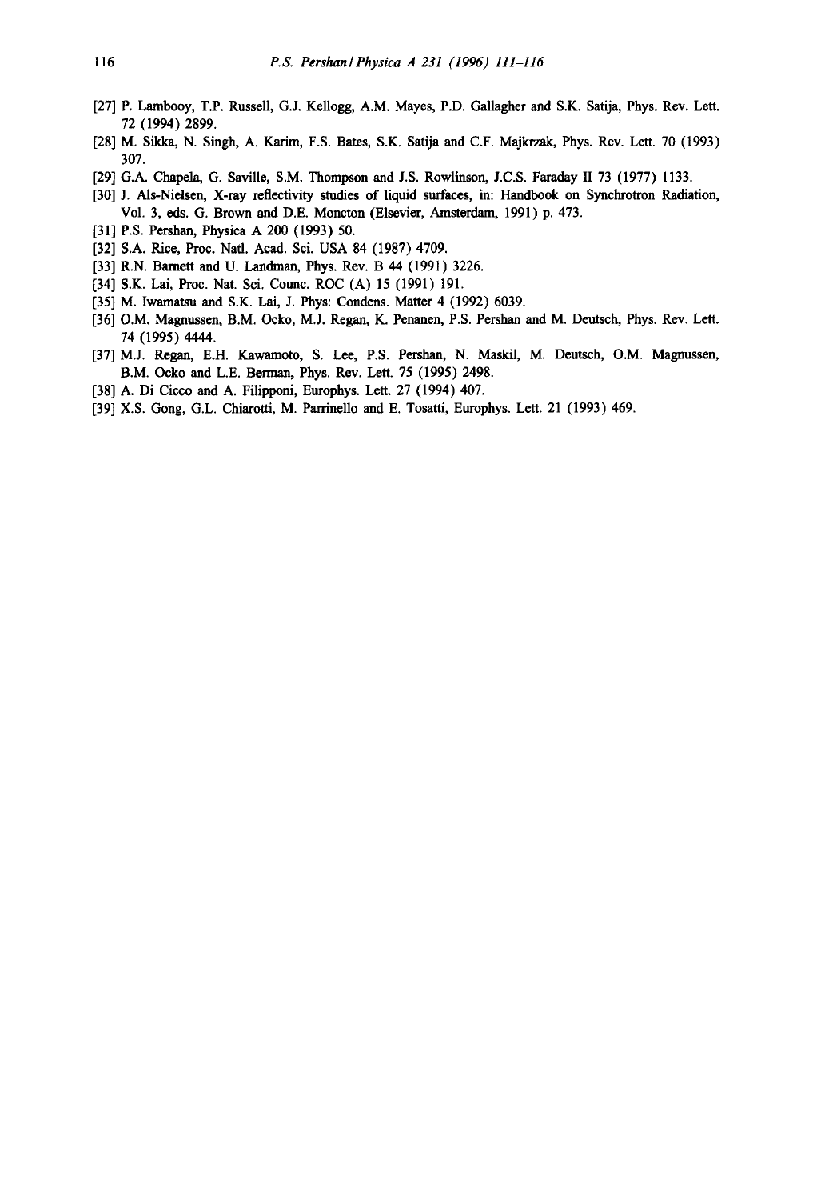[27] P. Lambooy, T.P. Russell, G.J. Kellogg, A.M. Mayes, P.D. Gallagher and S.K. Satija, Phys. Rev. Lett. 72 (1994) 2899.

[28] M. Sikka, N. Singh, A. Karim, F.S. Bates, S.K. Satija and C.F. Majkrzak, Phys. Rev. Lett. 70 (1993) 307.

[29] G.A. Chapela, G. Saville, S.M. Thompson and J.S. Rowlinson, J.C.S. Faraday II 73 (1977) 1133.

[30] J. Als-Nielsen, X-ray reflectivity studies of liquid surfaces, in: Handbook on Synchrotron Radiation, Vol. 3, eds. G. Brown and D.E. Moncton (Elsevier, Amsterdam, 1991) p. 473.

[31] P.S. Pershan, Physica A 200 (1993) 50.

[32] S.A. Rice, Proc. Natl. Acad. Sci. USA 84 (1987) 4709.

[33] R.N. Barnett and U. Landman, Phys. Rev. B 44 (1991) 3226.

[34] S.K. Lai, Proc. Nat. Sci. Counc. ROC (A) 15 (1991) 191.

[35] M. Iwamatsu and S.K. Lai, J. Phys: Condens. Matter 4 (1992) 6039.

[36] O.M. Magnussen, B.M. Ocko, M.J. Regan, K. Penanen, P.S. Pershan and M. Deutsch, Phys. Rev. Lett. 74 (1995) 4444.

[37] M.J. Regan, E.H. Kawamoto, S. Lee, P.S. Pershan, N. Maskil, M. Deutsch, O.M. Magnussen, B.M. Ocko and L.E. Berman, Phys. Rev. Lett. 75 (1995) 2498.

[38] A. Di Cicco and A. Filipponi, Europhys. Lett. 27 (1994) 407.

[39] X.S. Gong, G.L. Chiarotti, M. Parrinello and E. Tosatti, Europhys. Lett. 21 (1993) 469.